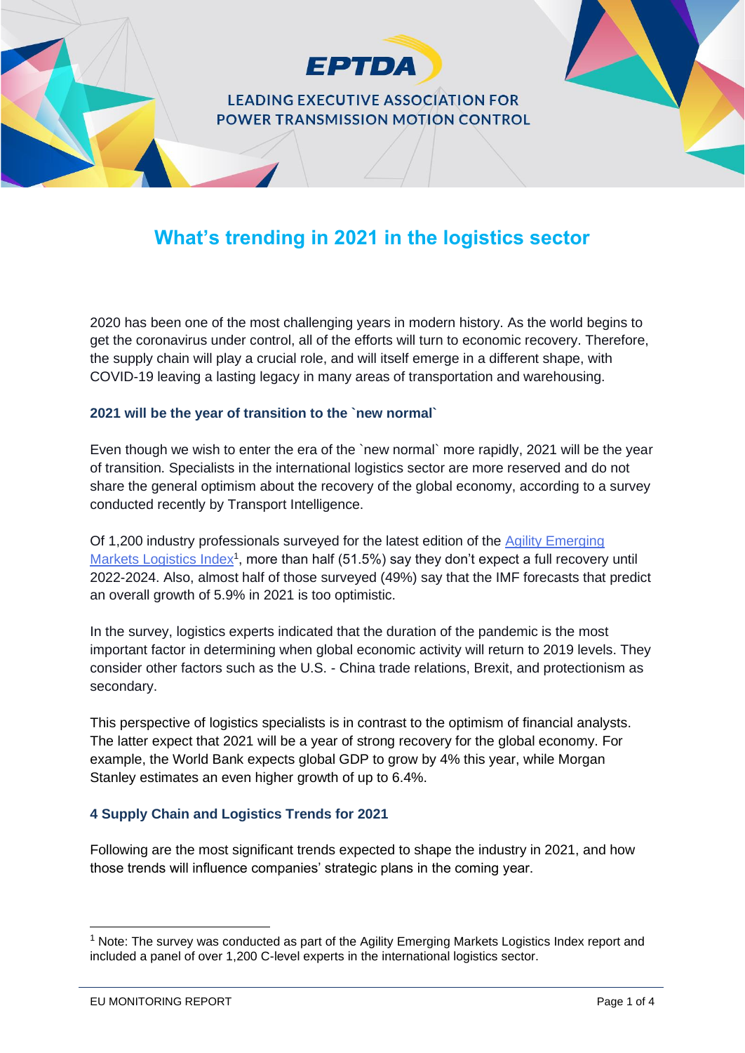EPTDA

LEADING EXECUTIVE ASSOCIATION FOR POWER TRANSMISSION MOTION CONTROL

# What's trending in 2021 in the logistics sector

2020 has been one of the most challenging years in modern history. As the world begins to get the coronavirus under control, all of the efforts will turn to economic recovery. Therefore, the supply chain will play a crucial role, and will itself emerge in a different shape, with COVID-19 leaving a lasting legacy in many areas of transportation and warehousing.

### 2021 will be the year of transition to the `new normal`

Even though we wish to enter the era of the `new normal` more rapidly, 2021 will be the year of transition. Specialists in the international logistics sector are more reserved and do not share the general optimism about the recovery of the global economy, according to a survey conducted recently by Transport Intelligence.

Of 1,200 industry professionals surveyed for the latest edition of the Agility Emerging Markets Logistics Index[1], more than half (51.5%) say they don't expect a full recovery until 2022-2024. Also, almost half of those surveyed (49%) say that the IMF forecasts that predict an overall growth of 5.9% in 2021 is too optimistic.

In the survey, logistics experts indicated that the duration of the pandemic is the most important factor in determining when global economic activity will return to 2019 levels. They consider other factors such as the U.S. - China trade relations, Brexit, and protectionism as secondary.

This perspective of logistics specialists is in contrast to the optimism of financial analysts. The latter expect that 2021 will be a year of strong recovery for the global economy. For example, the World Bank expects global GDP to grow by 4% this year, while Morgan Stanley estimates an even higher growth of up to 6.4%.

### 4 Supply Chain and Logistics Trends for 2021

Following are the most significant trends expected to shape the industry in 2021, and how those trends will influence companies' strategic plans in the coming year.

[1] Note: The survey was conducted as part of the Agility Emerging Markets Logistics Index report and included a panel of over 1,200 C-level experts in the international logistics sector.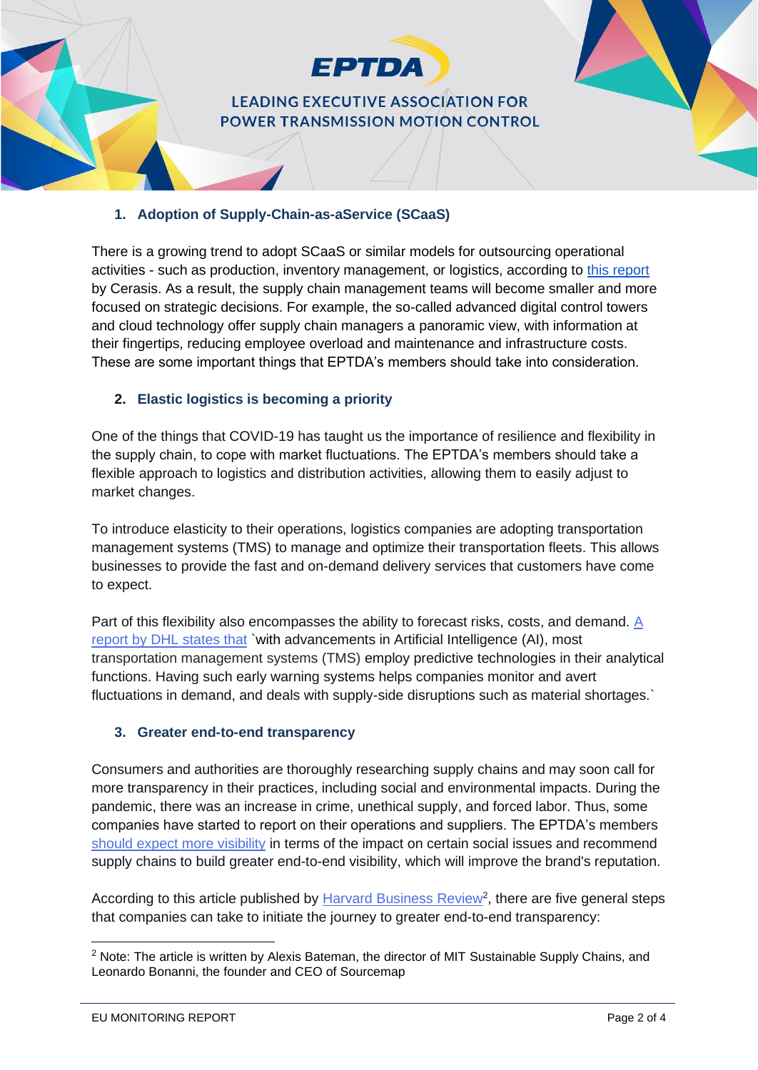## 1. Adoption of Supply-Chain-as-aService (SCaaS)

There is a growing trend to adopt SCaaS or similar models for outsourcing operational activities - such as production, inventory management, or logistics, according to this report by Cerasis. As a result, the supply chain management teams will become smaller and more focused on strategic decisions. For example, the so-called advanced digital control towers and cloud technology offer supply chain managers a panoramic view, with information at their fingertips, reducing employee overload and maintenance and infrastructure costs. These are some important things that EPTDA's members should take into consideration.

## 2. Elastic logistics is becoming a priority

One of the things that COVID-19 has taught us the importance of resilience and flexibility in the supply chain, to cope with market fluctuations. The EPTDA's members should take a flexible approach to logistics and distribution activities, allowing them to easily adjust to market changes.

To introduce elasticity to their operations, logistics companies are adopting transportation management systems (TMS) to manage and optimize their transportation fleets. This allows businesses to provide the fast and on-demand delivery services that customers have come to expect.

Part of this flexibility also encompasses the ability to forecast risks, costs, and demand. A report by DHL states that `with advancements in Artificial Intelligence (AI), most transportation management systems (TMS) employ predictive technologies in their analytical functions. Having such early warning systems helps companies monitor and avert fluctuations in demand, and deals with supply-side disruptions such as material shortages.`

## 3. Greater end-to-end transparency

Consumers and authorities are thoroughly researching supply chains and may soon call for more transparency in their practices, including social and environmental impacts. During the pandemic, there was an increase in crime, unethical supply, and forced labor. Thus, some companies have started to report on their operations and suppliers. The EPTDA's members should expect more visibility in terms of the impact on certain social issues and recommend supply chains to build greater end-to-end visibility, which will improve the brand's reputation.

According to this article published by Harvard Business Review[2], there are five general steps that companies can take to initiate the journey to greater end-to-end transparency:

---

[2] Note: The article is written by Alexis Bateman, the director of MIT Sustainable Supply Chains, and Leonardo Bonanni, the founder and CEO of Sourcemap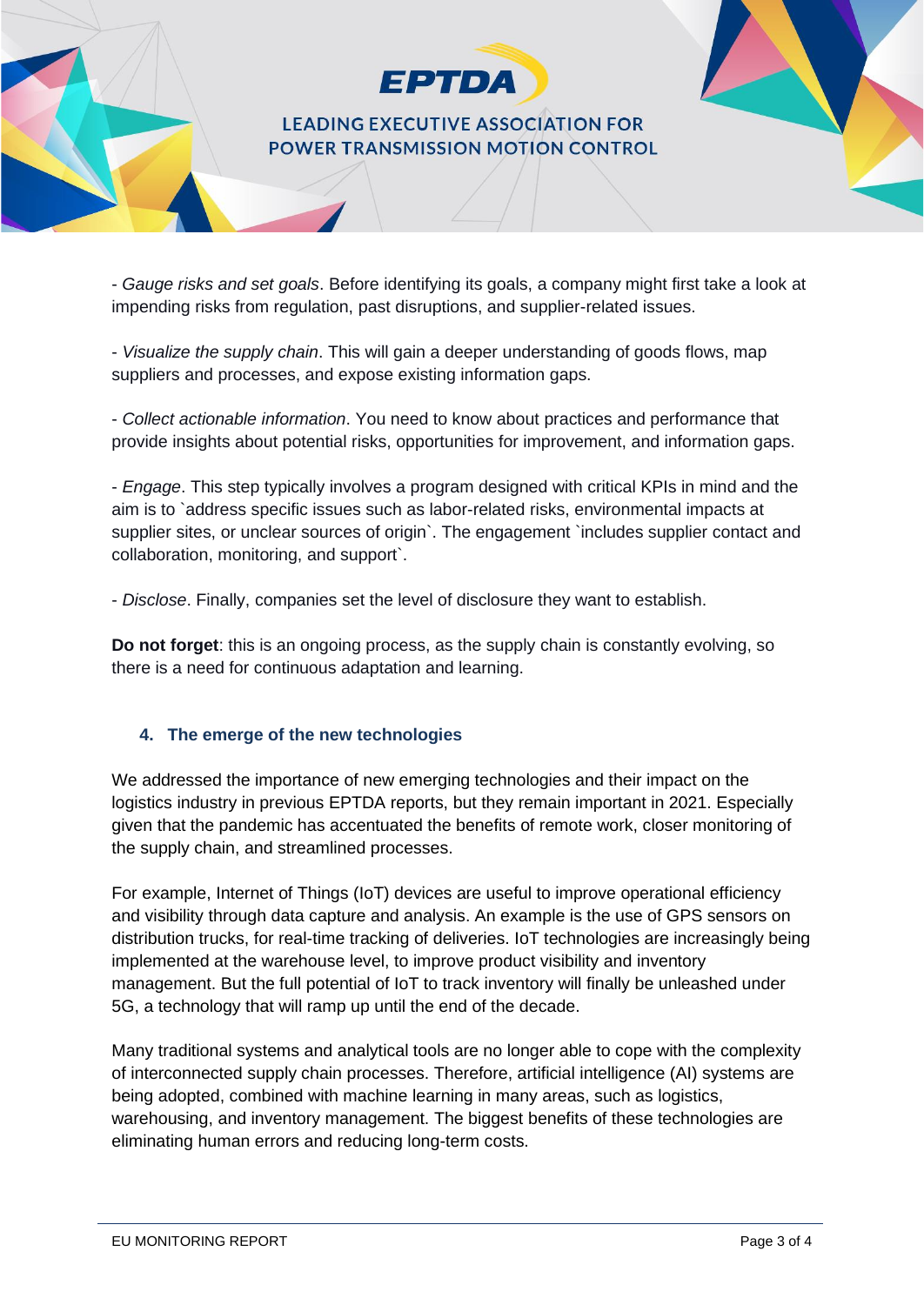- *Gauge risks and set goals*. Before identifying its goals, a company might first take a look at impending risks from regulation, past disruptions, and supplier-related issues.

- *Visualize the supply chain*. This will gain a deeper understanding of goods flows, map suppliers and processes, and expose existing information gaps.

- *Collect actionable information*. You need to know about practices and performance that provide insights about potential risks, opportunities for improvement, and information gaps.

- *Engage*. This step typically involves a program designed with critical KPIs in mind and the aim is to `address specific issues such as labor-related risks, environmental impacts at supplier sites, or unclear sources of origin`. The engagement `includes supplier contact and collaboration, monitoring, and support`.

- *Disclose*. Finally, companies set the level of disclosure they want to establish.

**Do not forget**: this is an ongoing process, as the supply chain is constantly evolving, so there is a need for continuous adaptation and learning.

### 4. The emerge of the new technologies

We addressed the importance of new emerging technologies and their impact on the logistics industry in previous EPTDA reports, but they remain important in 2021. Especially given that the pandemic has accentuated the benefits of remote work, closer monitoring of the supply chain, and streamlined processes.

For example, Internet of Things (IoT) devices are useful to improve operational efficiency and visibility through data capture and analysis. An example is the use of GPS sensors on distribution trucks, for real-time tracking of deliveries. IoT technologies are increasingly being implemented at the warehouse level, to improve product visibility and inventory management. But the full potential of IoT to track inventory will finally be unleashed under 5G, a technology that will ramp up until the end of the decade.

Many traditional systems and analytical tools are no longer able to cope with the complexity of interconnected supply chain processes. Therefore, artificial intelligence (AI) systems are being adopted, combined with machine learning in many areas, such as logistics, warehousing, and inventory management. The biggest benefits of these technologies are eliminating human errors and reducing long-term costs.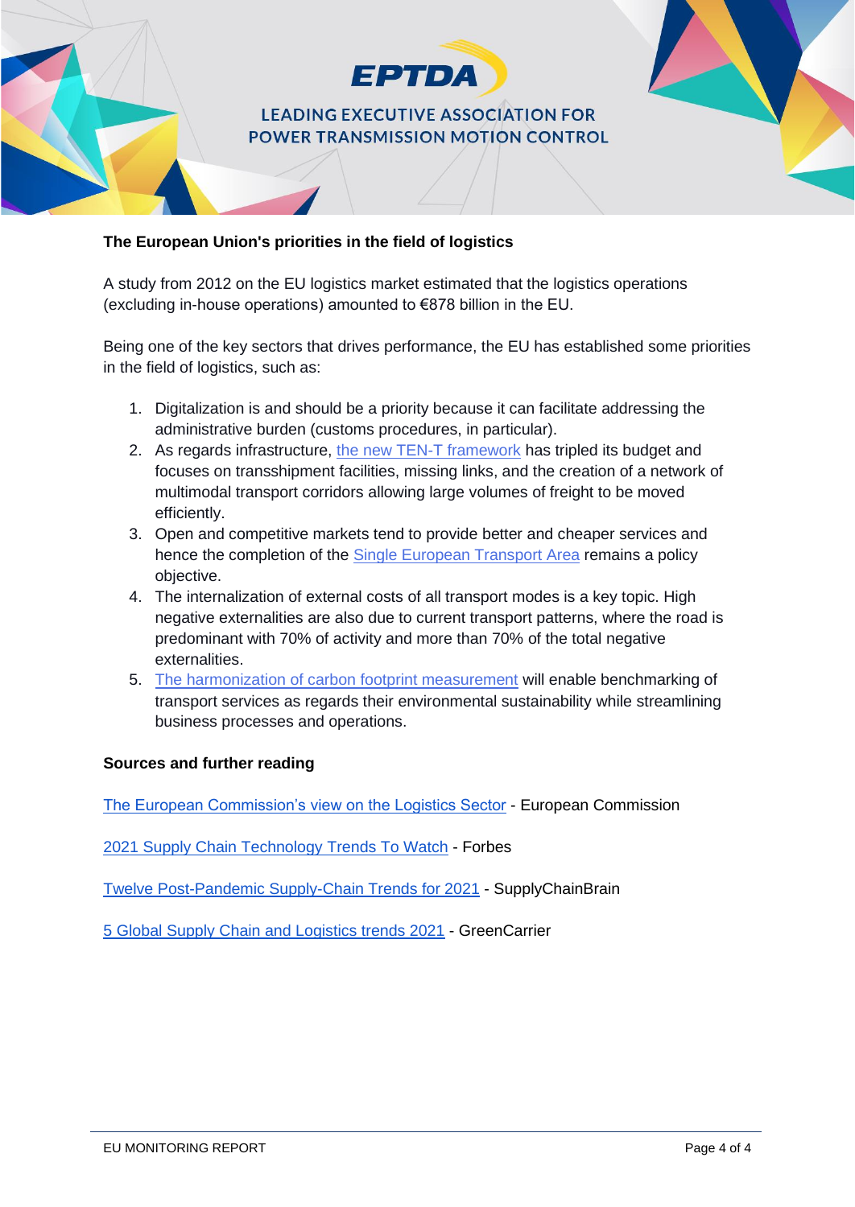**The European Union's priorities in the field of logistics**

A study from 2012 on the EU logistics market estimated that the logistics operations (excluding in-house operations) amounted to €878 billion in the EU.

Being one of the key sectors that drives performance, the EU has established some priorities in the field of logistics, such as:

1. Digitalization is and should be a priority because it can facilitate addressing the administrative burden (customs procedures, in particular).
2. As regards infrastructure, the new TEN-T framework has tripled its budget and focuses on transshipment facilities, missing links, and the creation of a network of multimodal transport corridors allowing large volumes of freight to be moved efficiently.
3. Open and competitive markets tend to provide better and cheaper services and hence the completion of the Single European Transport Area remains a policy objective.
4. The internalization of external costs of all transport modes is a key topic. High negative externalities are also due to current transport patterns, where the road is predominant with 70% of activity and more than 70% of the total negative externalities.
5. The harmonization of carbon footprint measurement will enable benchmarking of transport services as regards their environmental sustainability while streamlining business processes and operations.

**Sources and further reading**

The European Commission's view on the Logistics Sector - European Commission

2021 Supply Chain Technology Trends To Watch - Forbes

Twelve Post-Pandemic Supply-Chain Trends for 2021 - SupplyChainBrain

5 Global Supply Chain and Logistics trends 2021 - GreenCarrier